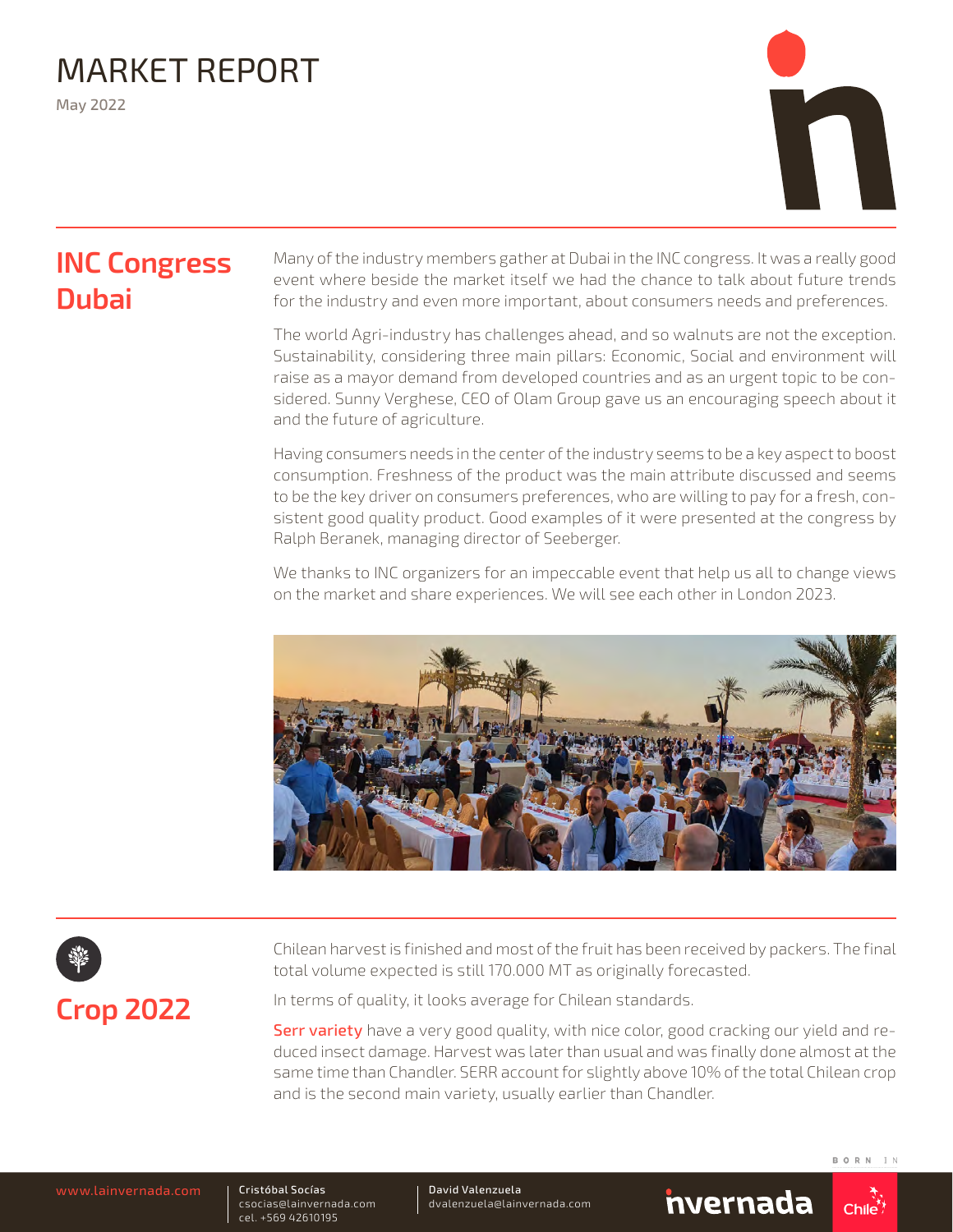# MARKET REPORT

May 2022

## INC Congress Dubai

Many of the industry members gather at Dubai in the INC congress. It was a really good event where beside the market itself we had the chance to talk about future trends for the industry and even more important, about consumers needs and preferences.

The world Agri-industry has challenges ahead, and so walnuts are not the exception. Sustainability, considering three main pillars: Economic, Social and environment will raise as a mayor demand from developed countries and as an urgent topic to be considered. Sunny Verghese, CEO of Olam Group gave us an encouraging speech about it and the future of agriculture.

Having consumers needs in the center of the industry seems to be a key aspect to boost consumption. Freshness of the product was the main attribute discussed and seems to be the key driver on consumers preferences, who are willing to pay for a fresh, consistent good quality product. Good examples of it were presented at the congress by Ralph Beranek, managing director of Seeberger.

We thanks to INC organizers for an impeccable event that help us all to change views on the market and share experiences. We will see each other in London 2023.

## Crop 2022

Chilean harvest is finished and most of the fruit has been received by packers. The final total volume expected is still 170.000 MT as originally forecasted.

In terms of quality, it looks average for Chilean standards.

**Serr variety** have a very good quality, with nice color, good cracking our yield and reduced insect damage. Harvest was later than usual and was finally done almost at the same time than Chandler. SERR account for slightly above 10% of the total Chilean crop and is the second main variety, usually earlier than Chandler.

www.lainvernada.com | Cristóbal Socías, csocias@lainvernada.com, cel. +569 42610195 | David Valenzuela, dvalenzuela@lainvernada.com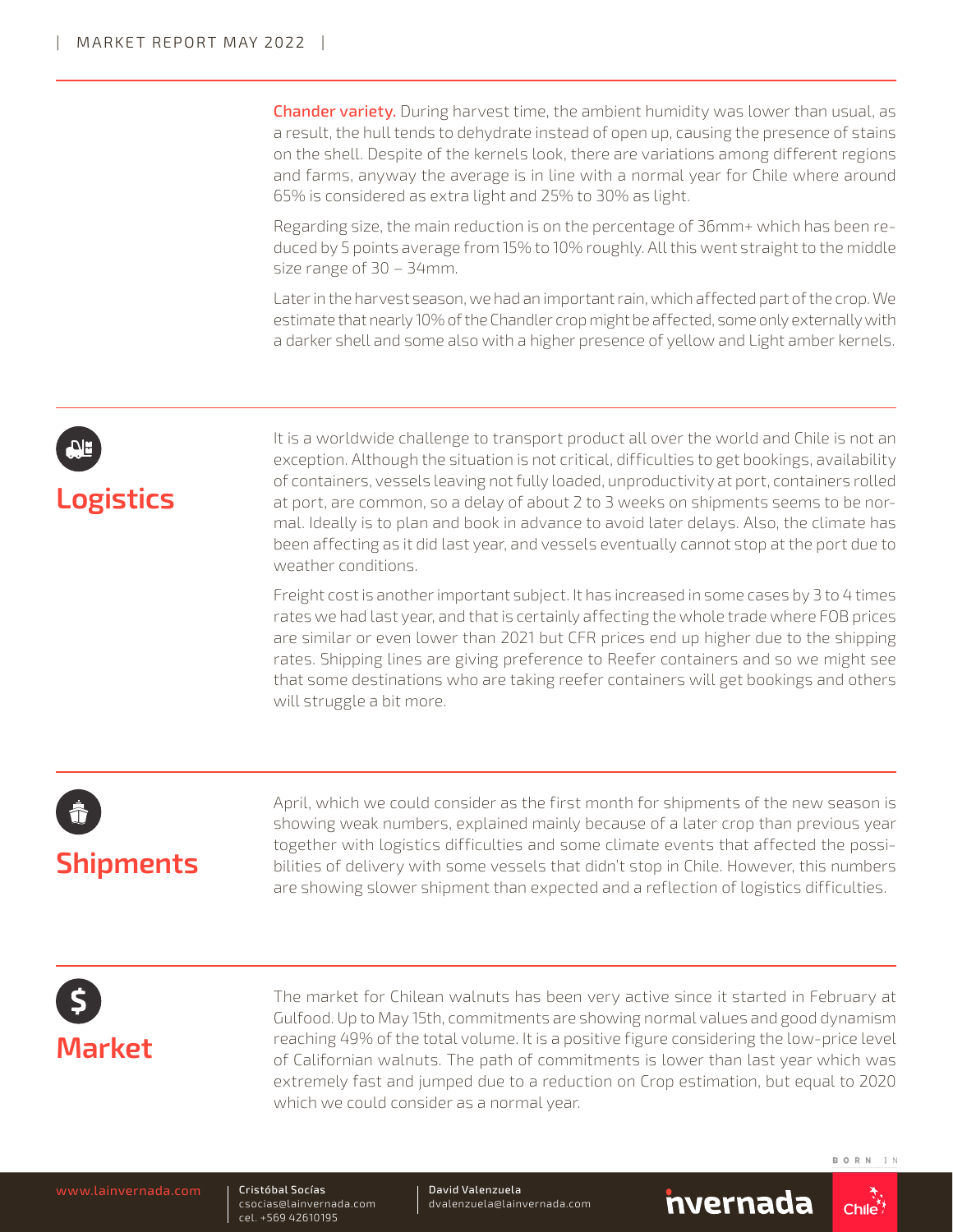**Chander variety.** During harvest time, the ambient humidity was lower than usual, as a result, the hull tends to dehydrate instead of open up, causing the presence of stains on the shell. Despite of the kernels look, there are variations among different regions and farms, anyway the average is in line with a normal year for Chile where around 65% is considered as extra light and 25% to 30% as light.

Regarding size, the main reduction is on the percentage of 36mm+ which has been reduced by 5 points average from 15% to 10% roughly. All this went straight to the middle size range of 30 – 34mm.

Later in the harvest season, we had an important rain, which affected part of the crop. We estimate that nearly 10% of the Chandler crop might be affected, some only externally with a darker shell and some also with a higher presence of yellow and Light amber kernels.

## Logistics

It is a worldwide challenge to transport product all over the world and Chile is not an exception. Although the situation is not critical, difficulties to get bookings, availability of containers, vessels leaving not fully loaded, unproductivity at port, containers rolled at port, are common, so a delay of about 2 to 3 weeks on shipments seems to be normal. Ideally is to plan and book in advance to avoid later delays. Also, the climate has been affecting as it did last year, and vessels eventually cannot stop at the port due to weather conditions.

Freight cost is another important subject. It has increased in some cases by 3 to 4 times rates we had last year, and that is certainly affecting the whole trade where FOB prices are similar or even lower than 2021 but CFR prices end up higher due to the shipping rates. Shipping lines are giving preference to Reefer containers and so we might see that some destinations who are taking reefer containers will get bookings and others will struggle a bit more.

## Shipments

April, which we could consider as the first month for shipments of the new season is showing weak numbers, explained mainly because of a later crop than previous year together with logistics difficulties and some climate events that affected the possibilities of delivery with some vessels that didn't stop in Chile. However, this numbers are showing slower shipment than expected and a reflection of logistics difficulties.

## Market

The market for Chilean walnuts has been very active since it started in February at Gulfood. Up to May 15th, commitments are showing normal values and good dynamism reaching 49% of the total volume. It is a positive figure considering the low-price level of Californian walnuts. The path of commitments is lower than last year which was extremely fast and jumped due to a reduction on Crop estimation, but equal to 2020 which we could consider as a normal year.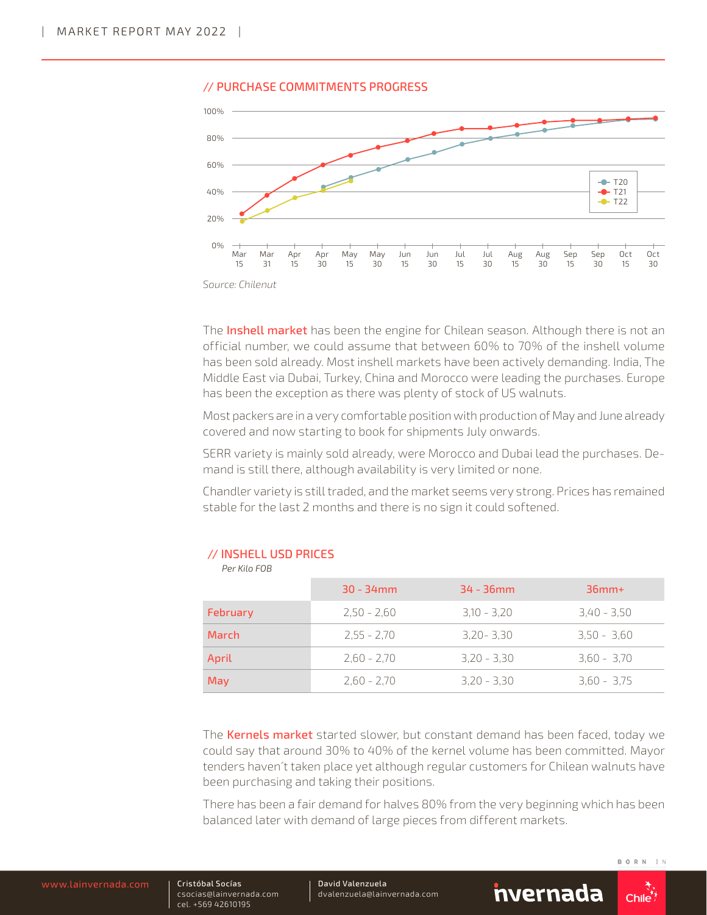## // PURCHASE COMMITMENTS PROGRESS

Source: Chilenut

The **Inshell market** has been the engine for Chilean season. Although there is not an official number, we could assume that between 60% to 70% of the inshell volume has been sold already. Most inshell markets have been actively demanding. India, The Middle East via Dubai, Turkey, China and Morocco were leading the purchases. Europe has been the exception as there was plenty of stock of US walnuts.

Most packers are in a very comfortable position with production of May and June already covered and now starting to book for shipments July onwards.

SERR variety is mainly sold already, were Morocco and Dubai lead the purchases. Demand is still there, although availability is very limited or none.

Chandler variety is still traded, and the market seems very strong. Prices has remained stable for the last 2 months and there is no sign it could softened.

## // INSHELL USD PRICES

*Per Kilo FOB*

| | 30 - 34mm | 34 - 36mm | 36mm+ |
|---|---|---|---|
| February | 2,50 - 2,60 | 3,10 - 3,20 | 3,40 - 3,50 |
| March | 2,55 - 2,70 | 3,20- 3,30 | 3,50 - 3,60 |
| April | 2,60 - 2,70 | 3,20 - 3,30 | 3,60 - 3,70 |
| May | 2,60 - 2,70 | 3,20 - 3,30 | 3,60 - 3,75 |

The **Kernels market** started slower, but constant demand has been faced, today we could say that around 30% to 40% of the kernel volume has been committed. Mayor tenders haven´t taken place yet although regular customers for Chilean walnuts have been purchasing and taking their positions.

There has been a fair demand for halves 80% from the very beginning which has been balanced later with demand of large pieces from different markets.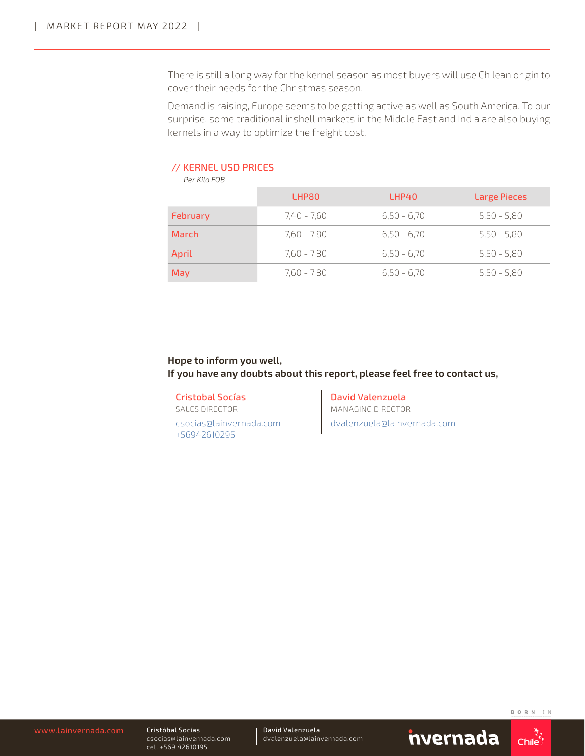There is still a long way for the kernel season as most buyers will use Chilean origin to cover their needs for the Christmas season.

Demand is raising, Europe seems to be getting active as well as South America. To our surprise, some traditional inshell markets in the Middle East and India are also buying kernels in a way to optimize the freight cost.

## // KERNEL USD PRICES

*Per Kilo FOB*

| | LHP80 | LHP40 | Large Pieces |
|---|---|---|---|
| February | 7,40 - 7,60 | 6,50 - 6,70 | 5,50 - 5,80 |
| March | 7,60 - 7,80 | 6,50 - 6,70 | 5,50 - 5,80 |
| April | 7,60 - 7,80 | 6,50 - 6,70 | 5,50 - 5,80 |
| May | 7,60 - 7,80 | 6,50 - 6,70 | 5,50 - 5,80 |

**Hope to inform you well,**
**If you have any doubts about this report, please feel free to contact us,**

Cristobal Socías
SALES DIRECTOR
csocias@lainvernada.com
+56942610295

David Valenzuela
MANAGING DIRECTOR
dvalenzuela@lainvernada.com